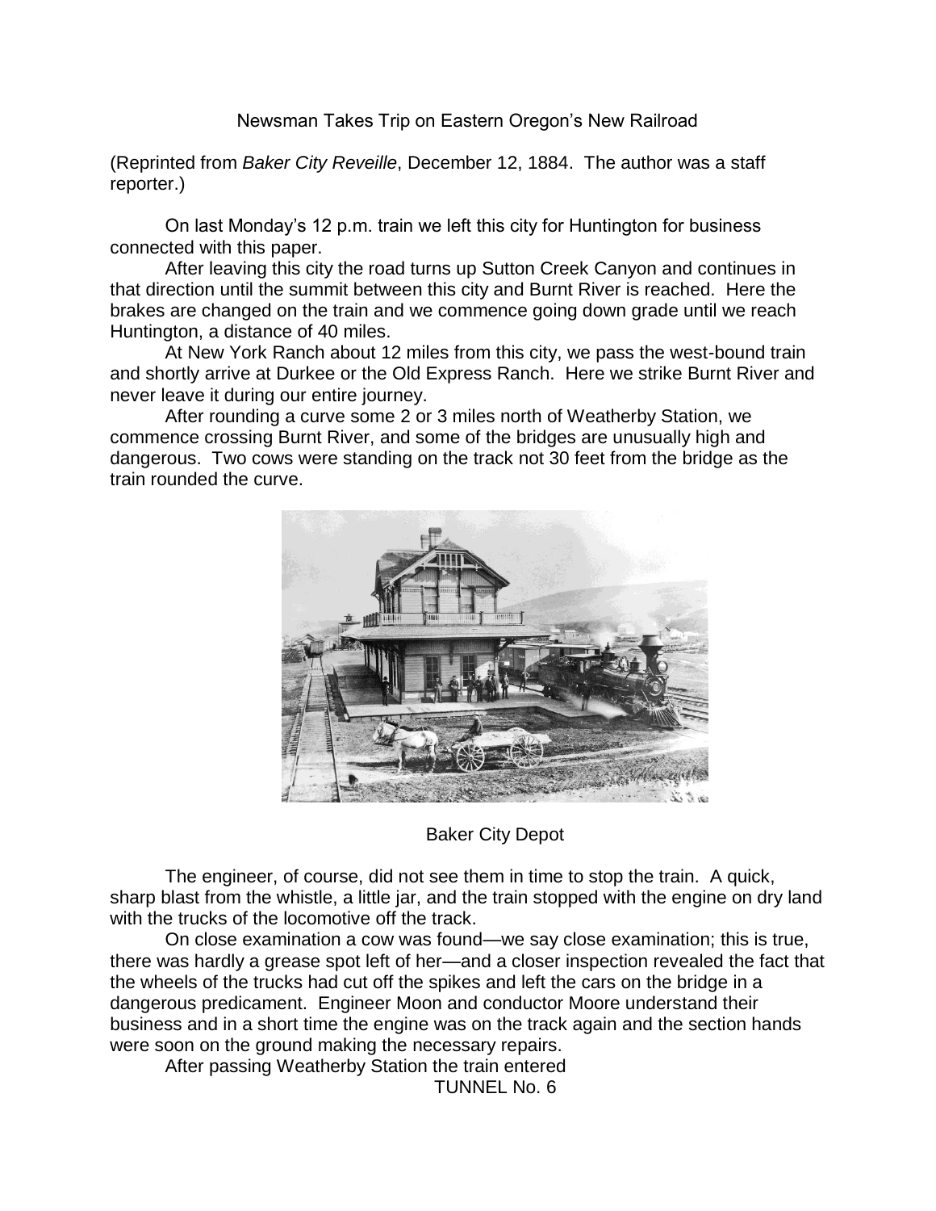# Newsman Takes Trip on Eastern Oregon's New Railroad

(Reprinted from *Baker City Reveille*, December 12, 1884. The author was a staff reporter.)

On last Monday's 12 p.m. train we left this city for Huntington for business connected with this paper.

After leaving this city the road turns up Sutton Creek Canyon and continues in that direction until the summit between this city and Burnt River is reached. Here the brakes are changed on the train and we commence going down grade until we reach Huntington, a distance of 40 miles.

At New York Ranch about 12 miles from this city, we pass the west-bound train and shortly arrive at Durkee or the Old Express Ranch. Here we strike Burnt River and never leave it during our entire journey.

After rounding a curve some 2 or 3 miles north of Weatherby Station, we commence crossing Burnt River, and some of the bridges are unusually high and dangerous. Two cows were standing on the track not 30 feet from the bridge as the train rounded the curve.

Baker City Depot

The engineer, of course, did not see them in time to stop the train. A quick, sharp blast from the whistle, a little jar, and the train stopped with the engine on dry land with the trucks of the locomotive off the track.

On close examination a cow was found—we say close examination; this is true, there was hardly a grease spot left of her—and a closer inspection revealed the fact that the wheels of the trucks had cut off the spikes and left the cars on the bridge in a dangerous predicament. Engineer Moon and conductor Moore understand their business and in a short time the engine was on the track again and the section hands were soon on the ground making the necessary repairs.

After passing Weatherby Station the train entered

TUNNEL No. 6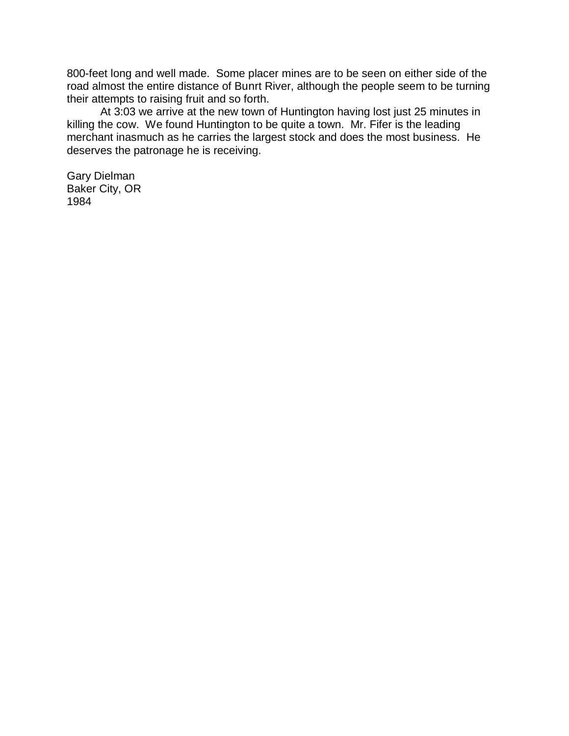800-feet long and well made. Some placer mines are to be seen on either side of the road almost the entire distance of Bunrt River, although the people seem to be turning their attempts to raising fruit and so forth.

At 3:03 we arrive at the new town of Huntington having lost just 25 minutes in killing the cow. We found Huntington to be quite a town. Mr. Fifer is the leading merchant inasmuch as he carries the largest stock and does the most business. He deserves the patronage he is receiving.

Gary Dielman
Baker City, OR
1984